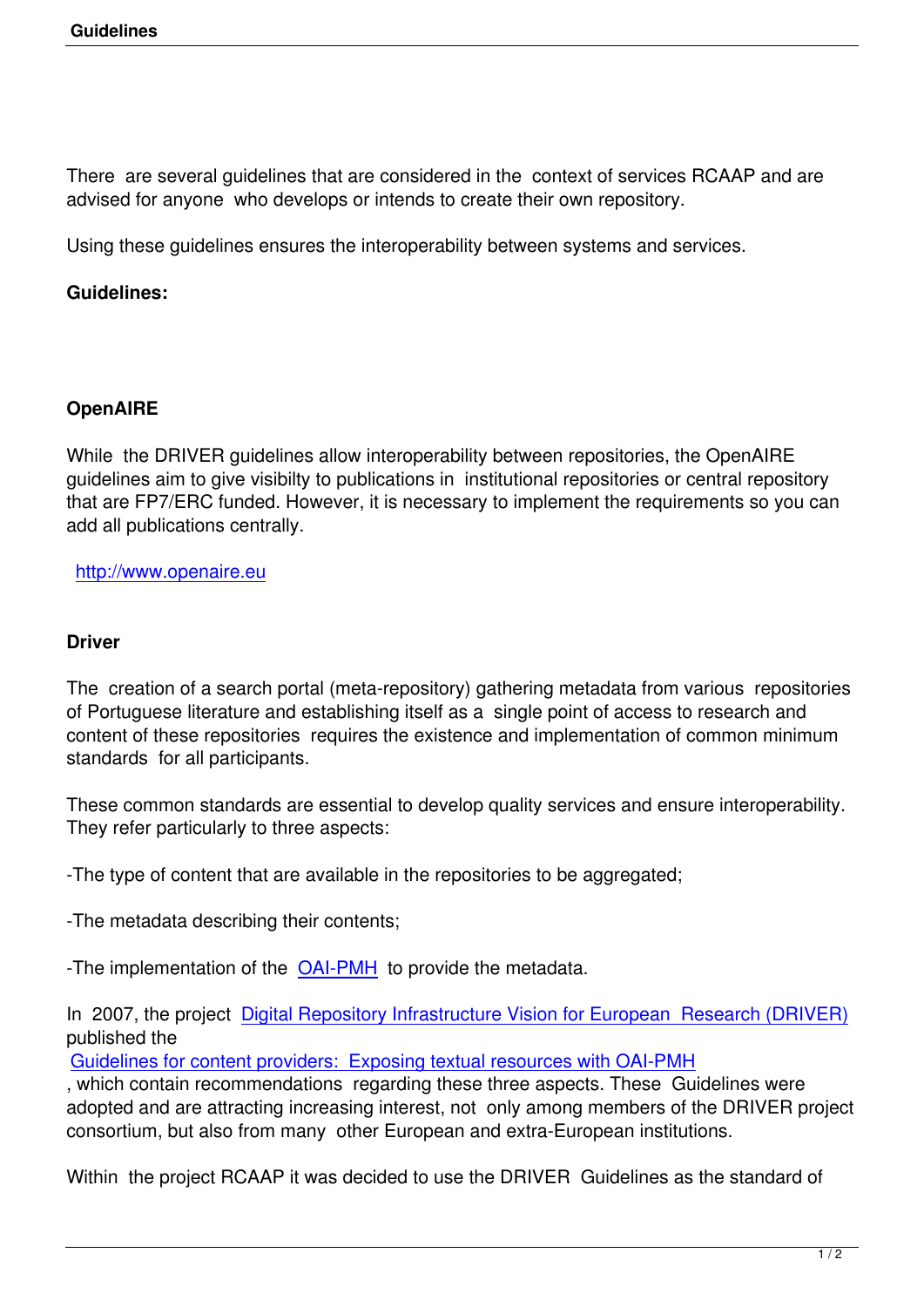There are several guidelines that are considered in the context of services RCAAP and are advised for anyone who develops or intends to create their own repository.

Using these guidelines ensures the interoperability between systems and services.

**Guidelines:**

### OpenAIRE

While the DRIVER guidelines allow interoperability between repositories, the OpenAIRE guidelines aim to give visibilty to publications in institutional repositories or central repository that are FP7/ERC funded. However, it is necessary to implement the requirements so you can add all publications centrally.

http://www.openaire.eu

### Driver

The creation of a search portal (meta-repository) gathering metadata from various repositories of Portuguese literature and establishing itself as a single point of access to research and content of these repositories requires the existence and implementation of common minimum standards for all participants.

These common standards are essential to develop quality services and ensure interoperability. They refer particularly to three aspects:

-The type of content that are available in the repositories to be aggregated;

-The metadata describing their contents;

-The implementation of the OAI-PMH to provide the metadata.

In 2007, the project Digital Repository Infrastructure Vision for European Research (DRIVER) published the Guidelines for content providers: Exposing textual resources with OAI-PMH, which contain recommendations regarding these three aspects. These Guidelines were adopted and are attracting increasing interest, not only among members of the DRIVER project consortium, but also from many other European and extra-European institutions.

Within the project RCAAP it was decided to use the DRIVER Guidelines as the standard of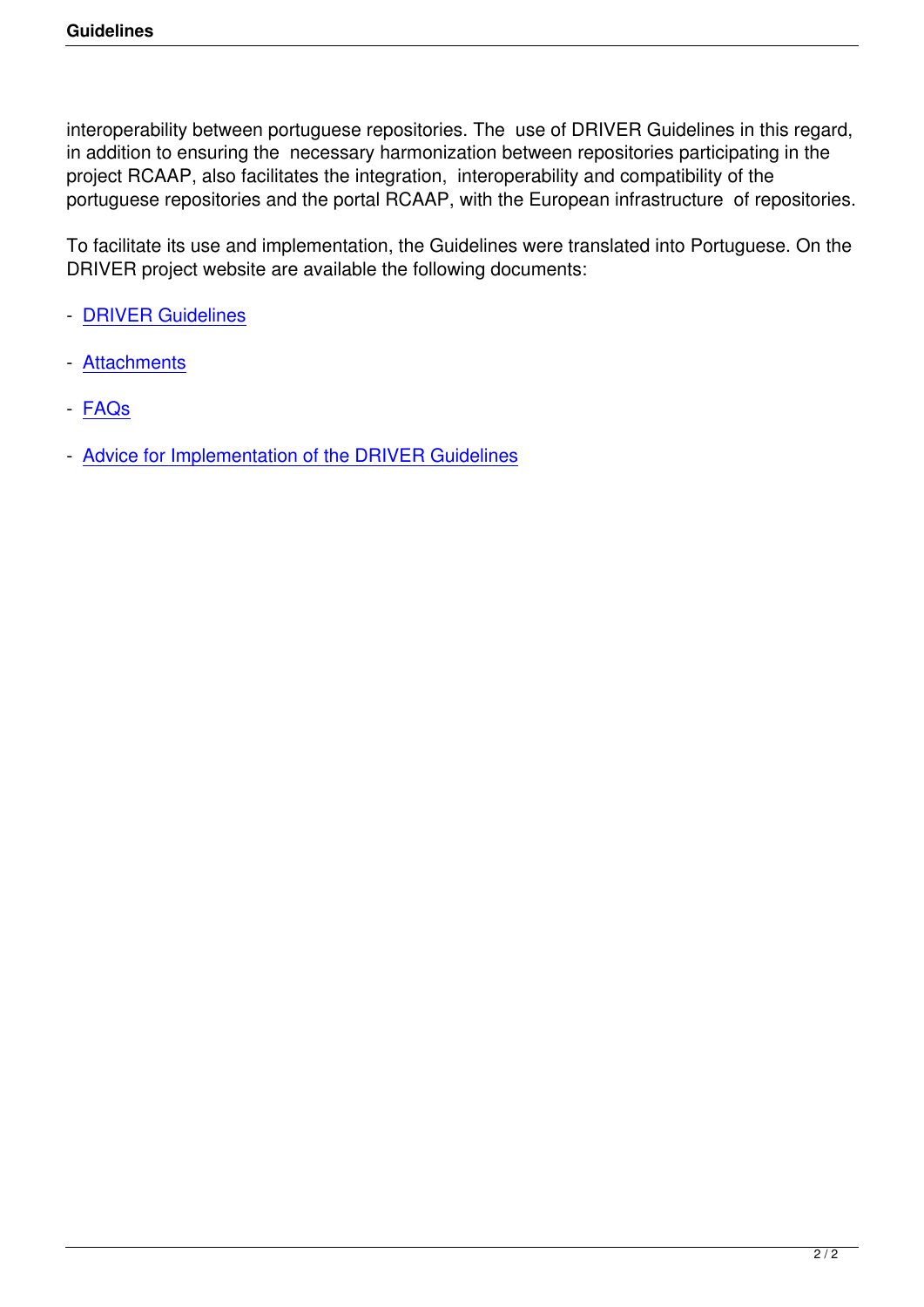interoperability between portuguese repositories. The use of DRIVER Guidelines in this regard, in addition to ensuring the necessary harmonization between repositories participating in the project RCAAP, also facilitates the integration, interoperability and compatibility of the portuguese repositories and the portal RCAAP, with the European infrastructure of repositories.

To facilitate its use and implementation, the Guidelines were translated into Portuguese. On the DRIVER project website are available the following documents:

- DRIVER Guidelines

- Attachments

- FAQs

- Advice for Implementation of the DRIVER Guidelines